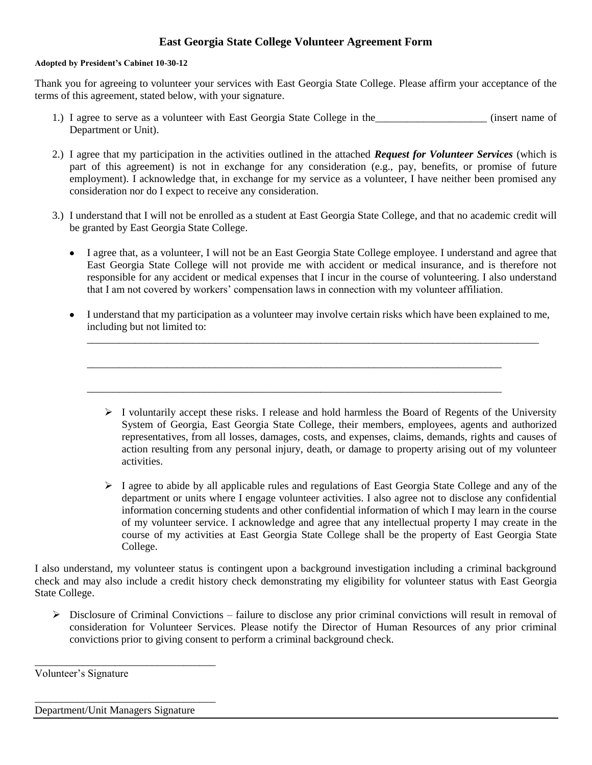# East Georgia State College Volunteer Agreement Form

**Adopted by President's Cabinet 10-30-12**

Thank you for agreeing to volunteer your services with East Georgia State College. Please affirm your acceptance of the terms of this agreement, stated below, with your signature.

1.) I agree to serve as a volunteer with East Georgia State College in the_____________________ (insert name of Department or Unit).

2.) I agree that my participation in the activities outlined in the attached ***Request for Volunteer Services*** (which is part of this agreement) is not in exchange for any consideration (e.g., pay, benefits, or promise of future employment). I acknowledge that, in exchange for my service as a volunteer, I have neither been promised any consideration nor do I expect to receive any consideration.

3.) I understand that I will not be enrolled as a student at East Georgia State College, and that no academic credit will be granted by East Georgia State College.

- I agree that, as a volunteer, I will not be an East Georgia State College employee. I understand and agree that East Georgia State College will not provide me with accident or medical insurance, and is therefore not responsible for any accident or medical expenses that I incur in the course of volunteering. I also understand that I am not covered by workers' compensation laws in connection with my volunteer affiliation.

- I understand that my participation as a volunteer may involve certain risks which have been explained to me, including but not limited to:

  ___________________________________________________________________________________

  ___________________________________________________________________________________

  ___________________________________________________________________________________

  - I voluntarily accept these risks. I release and hold harmless the Board of Regents of the University System of Georgia, East Georgia State College, their members, employees, agents and authorized representatives, from all losses, damages, costs, and expenses, claims, demands, rights and causes of action resulting from any personal injury, death, or damage to property arising out of my volunteer activities.

  - I agree to abide by all applicable rules and regulations of East Georgia State College and any of the department or units where I engage volunteer activities. I also agree not to disclose any confidential information concerning students and other confidential information of which I may learn in the course of my volunteer service. I acknowledge and agree that any intellectual property I may create in the course of my activities at East Georgia State College shall be the property of East Georgia State College.

I also understand, my volunteer status is contingent upon a background investigation including a criminal background check and may also include a credit history check demonstrating my eligibility for volunteer status with East Georgia State College.

- Disclosure of Criminal Convictions – failure to disclose any prior criminal convictions will result in removal of consideration for Volunteer Services. Please notify the Director of Human Resources of any prior criminal convictions prior to giving consent to perform a criminal background check.

___________________________________
Volunteer's Signature

___________________________________
Department/Unit Managers Signature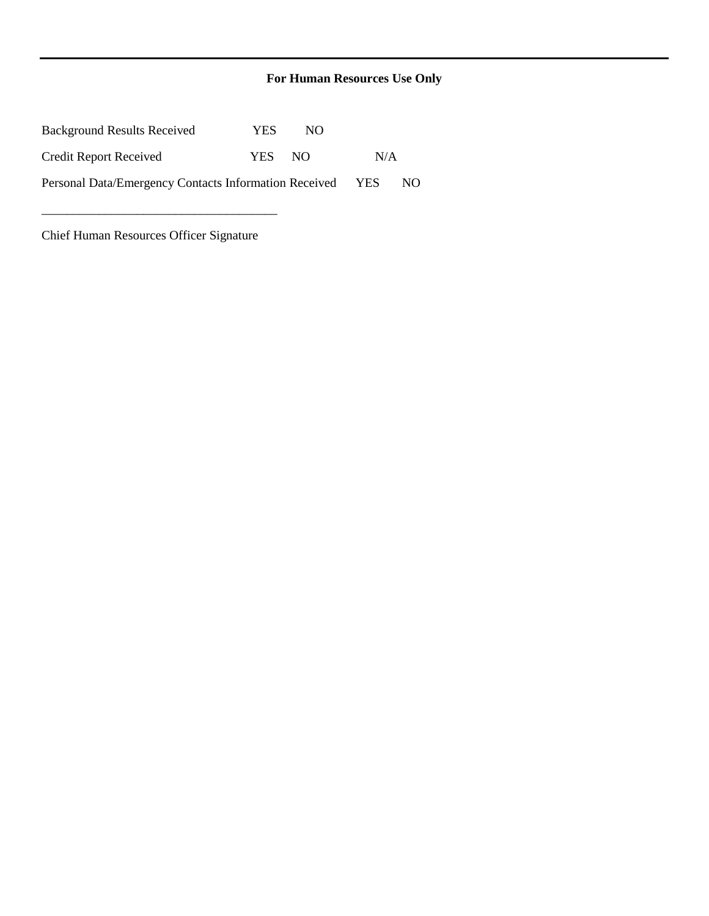---

**For Human Resources Use Only**

Background Results Received YES NO

Credit Report Received YES NO N/A

Personal Data/Emergency Contacts Information Received YES NO

_____________________________________

Chief Human Resources Officer Signature